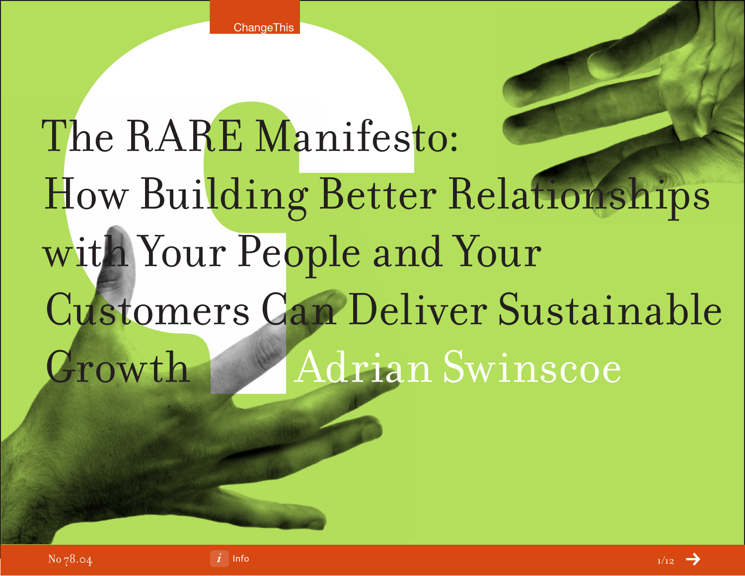# The RARE Manifesto: How Building Better Relationships with Your People and Your Customers Can Deliver Sustainable Growth

Adrian Swinscoe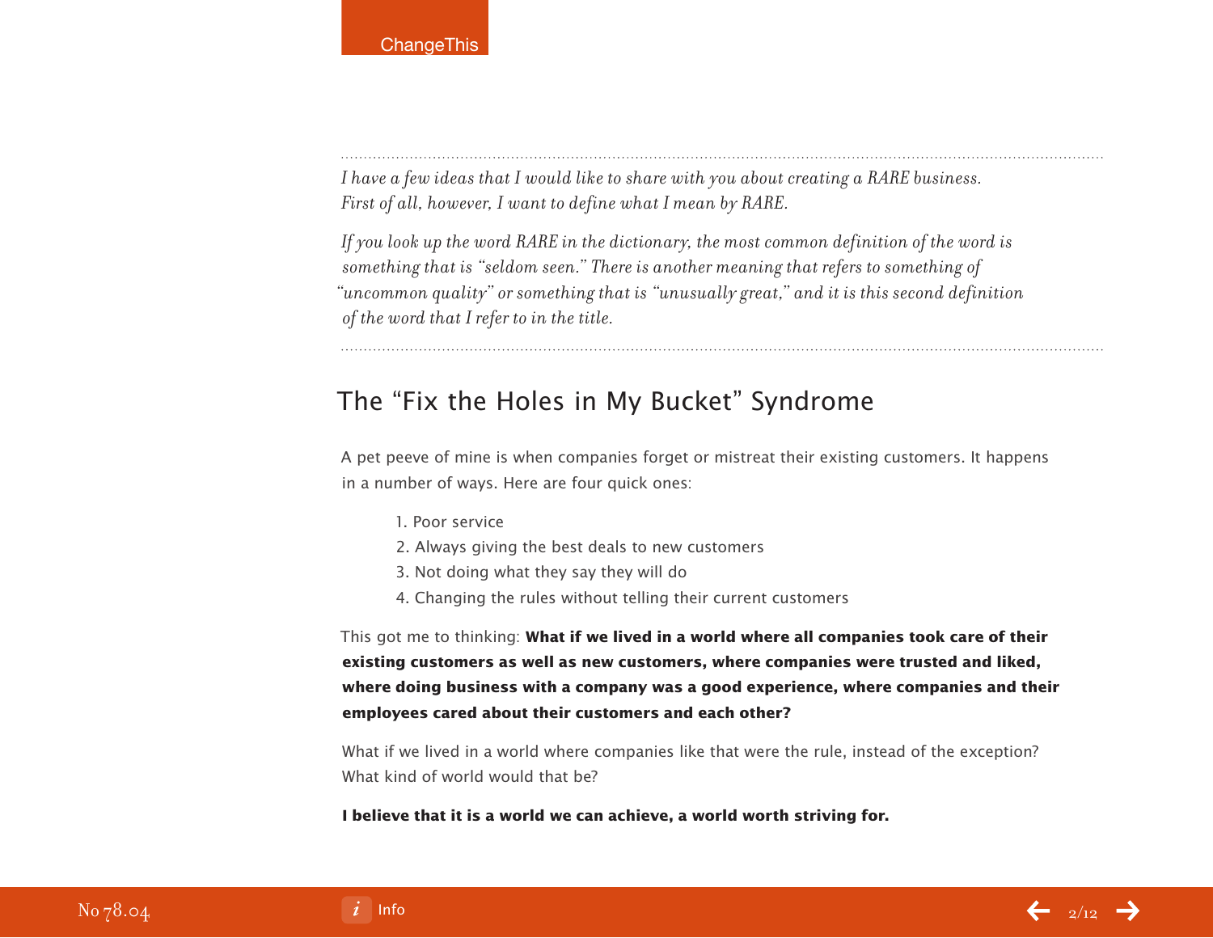*I have a few ideas that I would like to share with you about creating a RARE business. First of all, however, I want to define what I mean by RARE.*

*If you look up the word RARE in the dictionary, the most common definition of the word is something that is "seldom seen." There is another meaning that refers to something of "uncommon quality" or something that is "unusually great," and it is this second definition of the word that I refer to in the title.*

## The "Fix the Holes in My Bucket" Syndrome

A pet peeve of mine is when companies forget or mistreat their existing customers. It happens in a number of ways. Here are four quick ones:

1. Poor service
2. Always giving the best deals to new customers
3. Not doing what they say they will do
4. Changing the rules without telling their current customers

This got me to thinking: **What if we lived in a world where all companies took care of their existing customers as well as new customers, where companies were trusted and liked, where doing business with a company was a good experience, where companies and their employees cared about their customers and each other?**

What if we lived in a world where companies like that were the rule, instead of the exception? What kind of world would that be?

**I believe that it is a world we can achieve, a world worth striving for.**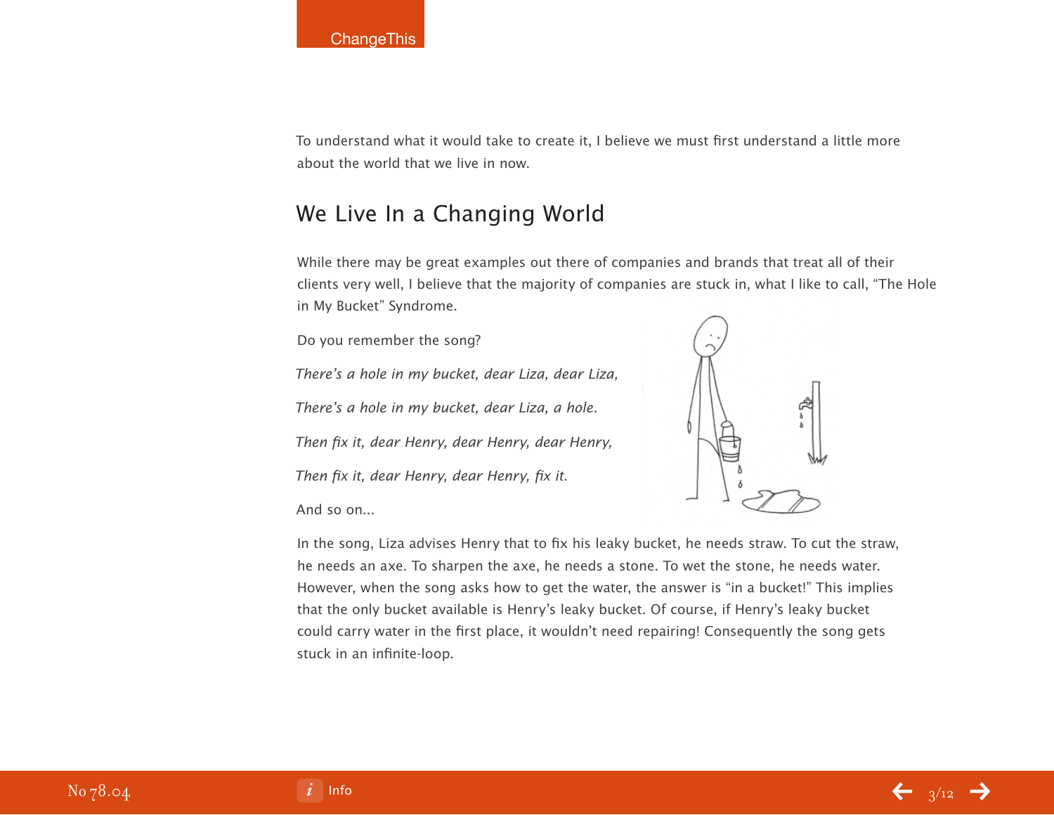To understand what it would take to create it, I believe we must first understand a little more about the world that we live in now.

## We Live In a Changing World

While there may be great examples out there of companies and brands that treat all of their clients very well, I believe that the majority of companies are stuck in, what I like to call, "The Hole in My Bucket" Syndrome.

Do you remember the song?

*There's a hole in my bucket, dear Liza, dear Liza,*

*There's a hole in my bucket, dear Liza, a hole.*

*Then fix it, dear Henry, dear Henry, dear Henry,*

*Then fix it, dear Henry, dear Henry, fix it.*

And so on...

In the song, Liza advises Henry that to fix his leaky bucket, he needs straw. To cut the straw, he needs an axe. To sharpen the axe, he needs a stone. To wet the stone, he needs water. However, when the song asks how to get the water, the answer is "in a bucket!" This implies that the only bucket available is Henry's leaky bucket. Of course, if Henry's leaky bucket could carry water in the first place, it wouldn't need repairing! Consequently the song gets stuck in an infinite-loop.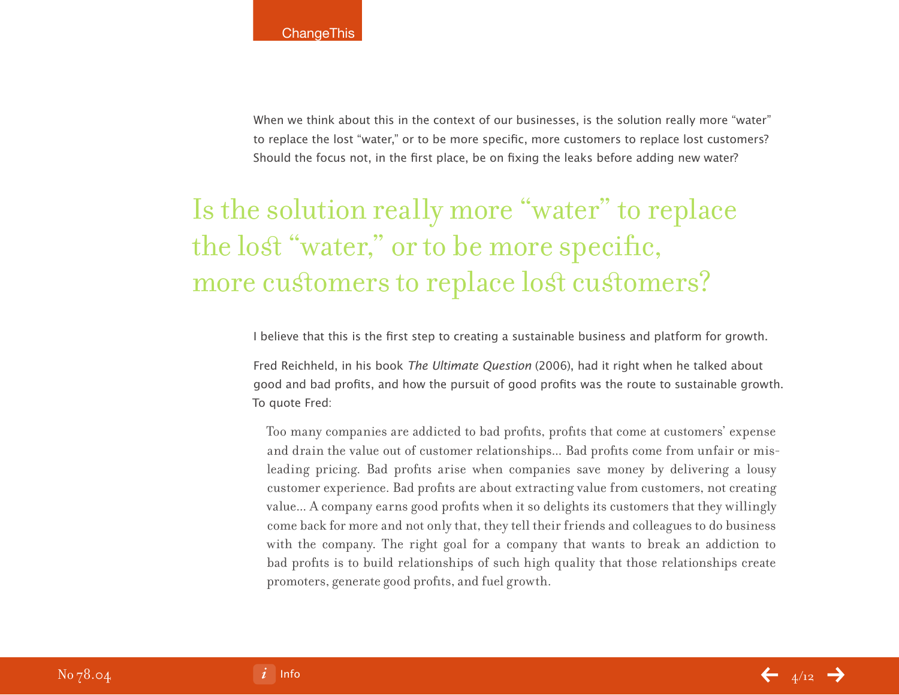When we think about this in the context of our businesses, is the solution really more "water" to replace the lost "water," or to be more specific, more customers to replace lost customers? Should the focus not, in the first place, be on fixing the leaks before adding new water?

> Is the solution really more "water" to replace the lost "water," or to be more specific, more customers to replace lost customers?

I believe that this is the first step to creating a sustainable business and platform for growth.

Fred Reichheld, in his book *The Ultimate Question* (2006), had it right when he talked about good and bad profits, and how the pursuit of good profits was the route to sustainable growth. To quote Fred:

> Too many companies are addicted to bad profits, profits that come at customers' expense and drain the value out of customer relationships... Bad profits come from unfair or misleading pricing. Bad profits arise when companies save money by delivering a lousy customer experience. Bad profits are about extracting value from customers, not creating value... A company earns good profits when it so delights its customers that they willingly come back for more and not only that, they tell their friends and colleagues to do business with the company. The right goal for a company that wants to break an addiction to bad profits is to build relationships of such high quality that those relationships create promoters, generate good profits, and fuel growth.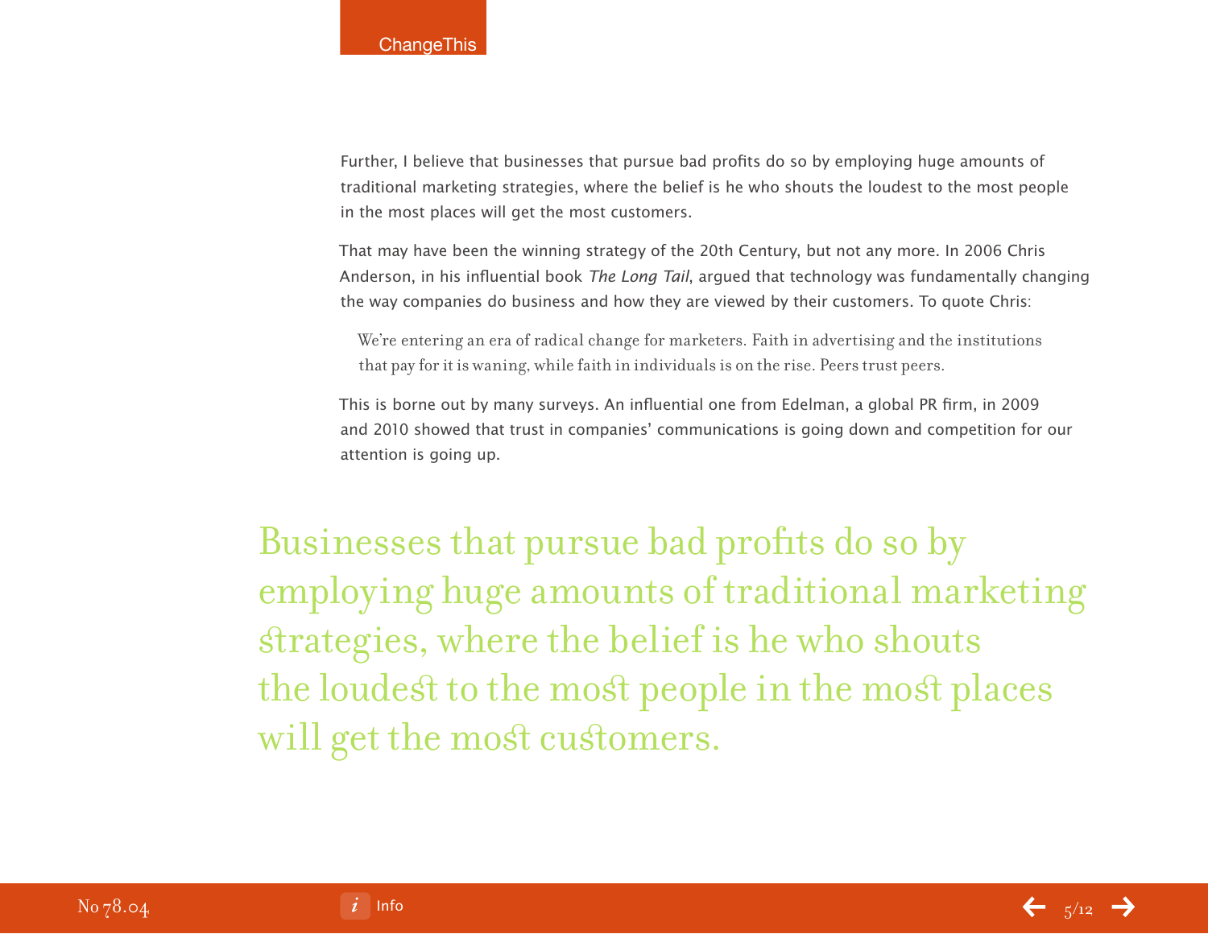Further, I believe that businesses that pursue bad profits do so by employing huge amounts of traditional marketing strategies, where the belief is he who shouts the loudest to the most people in the most places will get the most customers.

That may have been the winning strategy of the 20th Century, but not any more. In 2006 Chris Anderson, in his influential book *The Long Tail*, argued that technology was fundamentally changing the way companies do business and how they are viewed by their customers. To quote Chris:

> We're entering an era of radical change for marketers. Faith in advertising and the institutions that pay for it is waning, while faith in individuals is on the rise. Peers trust peers.

This is borne out by many surveys. An influential one from Edelman, a global PR firm, in 2009 and 2010 showed that trust in companies' communications is going down and competition for our attention is going up.

> Businesses that pursue bad profits do so by employing huge amounts of traditional marketing strategies, where the belief is he who shouts the loudest to the most people in the most places will get the most customers.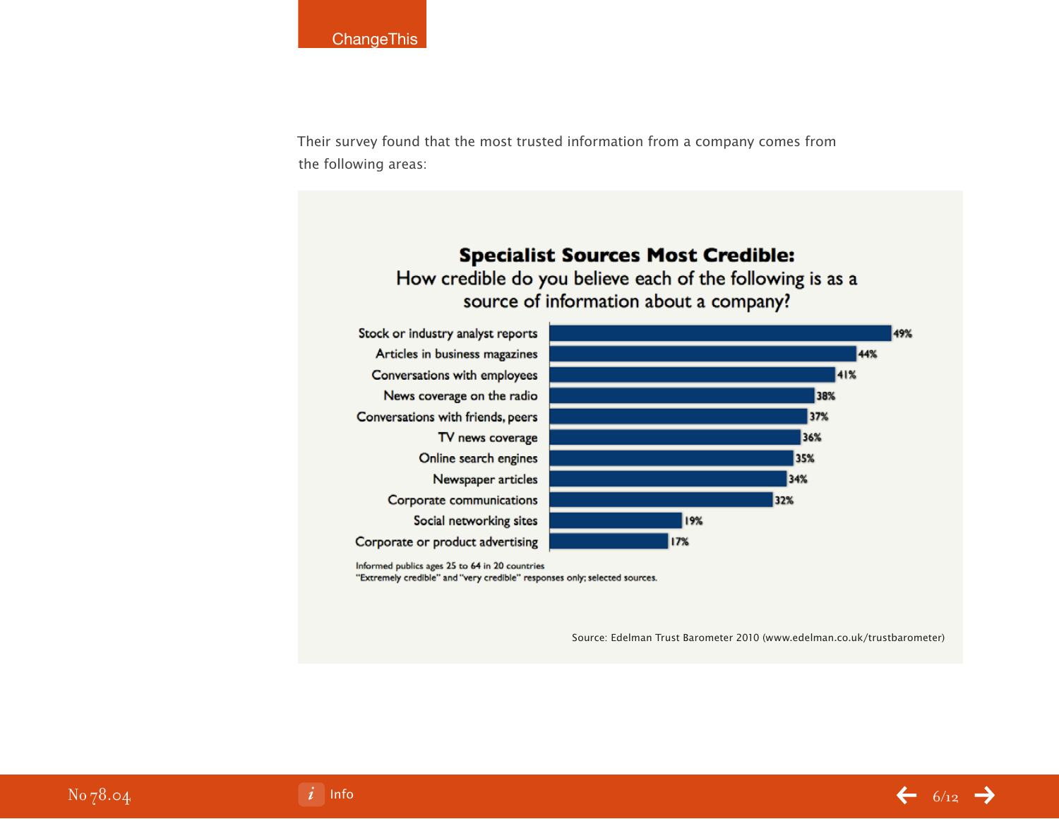Their survey found that the most trusted information from a company comes from the following areas:

**Specialist Sources Most Credible:**
How credible do you believe each of the following is as a source of information about a company?

| Source | % |
|---|---|
| Stock or industry analyst reports | 49% |
| Articles in business magazines | 44% |
| Conversations with employees | 41% |
| News coverage on the radio | 38% |
| Conversations with friends, peers | 37% |
| TV news coverage | 36% |
| Online search engines | 35% |
| Newspaper articles | 34% |
| Corporate communications | 32% |
| Social networking sites | 19% |
| Corporate or product advertising | 17% |

Informed publics ages 25 to 64 in 20 countries
"Extremely credible" and "very credible" responses only; selected sources.

Source: Edelman Trust Barometer 2010 (www.edelman.co.uk/trustbarometer)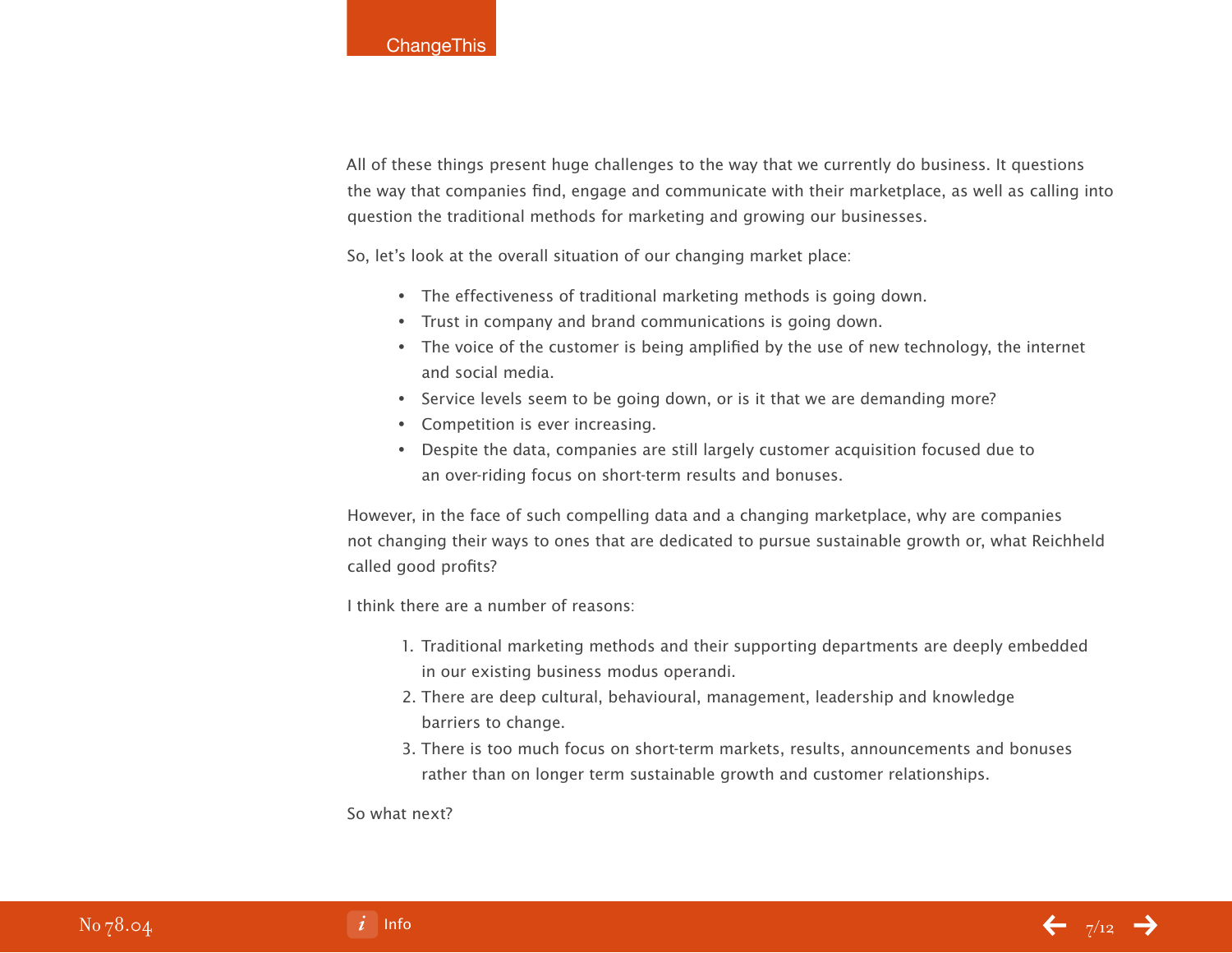All of these things present huge challenges to the way that we currently do business. It questions the way that companies find, engage and communicate with their marketplace, as well as calling into question the traditional methods for marketing and growing our businesses.

So, let's look at the overall situation of our changing market place:

- The effectiveness of traditional marketing methods is going down.
- Trust in company and brand communications is going down.
- The voice of the customer is being amplified by the use of new technology, the internet and social media.
- Service levels seem to be going down, or is it that we are demanding more?
- Competition is ever increasing.
- Despite the data, companies are still largely customer acquisition focused due to an over-riding focus on short-term results and bonuses.

However, in the face of such compelling data and a changing marketplace, why are companies not changing their ways to ones that are dedicated to pursue sustainable growth or, what Reichheld called good profits?

I think there are a number of reasons:

1. Traditional marketing methods and their supporting departments are deeply embedded in our existing business modus operandi.
2. There are deep cultural, behavioural, management, leadership and knowledge barriers to change.
3. There is too much focus on short-term markets, results, announcements and bonuses rather than on longer term sustainable growth and customer relationships.

So what next?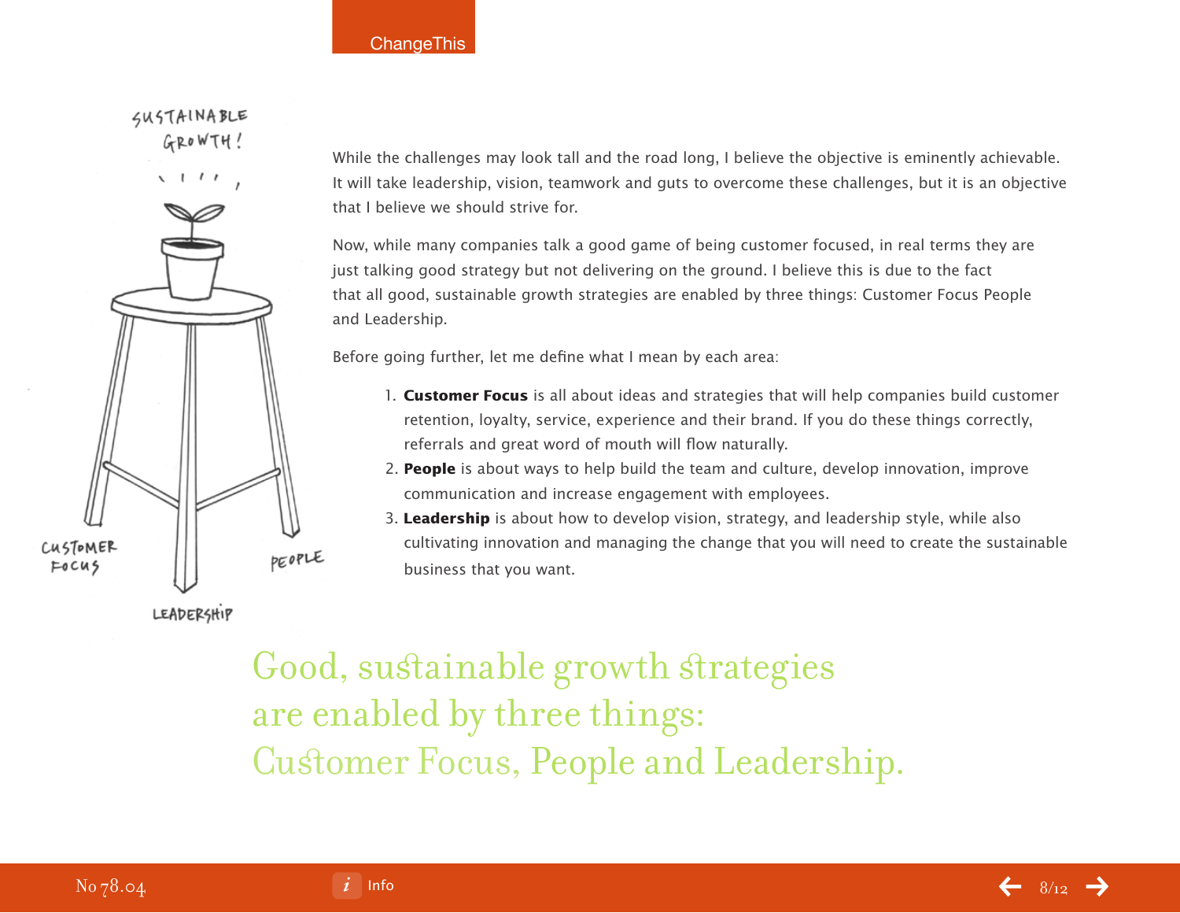While the challenges may look tall and the road long, I believe the objective is eminently achievable. It will take leadership, vision, teamwork and guts to overcome these challenges, but it is an objective that I believe we should strive for.

Now, while many companies talk a good game of being customer focused, in real terms they are just talking good strategy but not delivering on the ground. I believe this is due to the fact that all good, sustainable growth strategies are enabled by three things: Customer Focus People and Leadership.

Before going further, let me define what I mean by each area:

1. **Customer Focus** is all about ideas and strategies that will help companies build customer retention, loyalty, service, experience and their brand. If you do these things correctly, referrals and great word of mouth will flow naturally.
2. **People** is about ways to help build the team and culture, develop innovation, improve communication and increase engagement with employees.
3. **Leadership** is about how to develop vision, strategy, and leadership style, while also cultivating innovation and managing the change that you will need to create the sustainable business that you want.

Good, sustainable growth strategies are enabled by three things: Customer Focus, People and Leadership.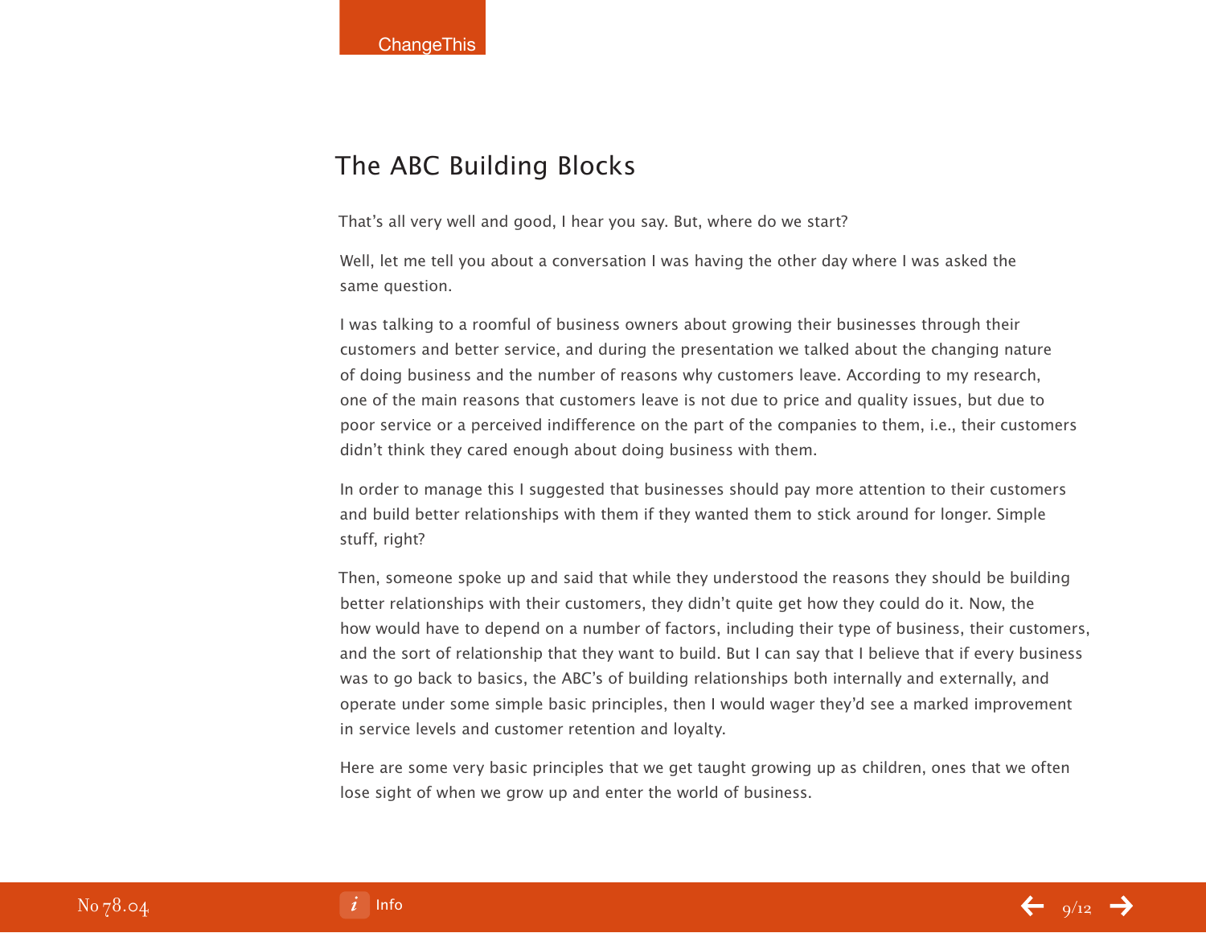## The ABC Building Blocks

That's all very well and good, I hear you say. But, where do we start?

Well, let me tell you about a conversation I was having the other day where I was asked the same question.

I was talking to a roomful of business owners about growing their businesses through their customers and better service, and during the presentation we talked about the changing nature of doing business and the number of reasons why customers leave. According to my research, one of the main reasons that customers leave is not due to price and quality issues, but due to poor service or a perceived indifference on the part of the companies to them, i.e., their customers didn't think they cared enough about doing business with them.

In order to manage this I suggested that businesses should pay more attention to their customers and build better relationships with them if they wanted them to stick around for longer. Simple stuff, right?

Then, someone spoke up and said that while they understood the reasons they should be building better relationships with their customers, they didn't quite get how they could do it. Now, the how would have to depend on a number of factors, including their type of business, their customers, and the sort of relationship that they want to build. But I can say that I believe that if every business was to go back to basics, the ABC's of building relationships both internally and externally, and operate under some simple basic principles, then I would wager they'd see a marked improvement in service levels and customer retention and loyalty.

Here are some very basic principles that we get taught growing up as children, ones that we often lose sight of when we grow up and enter the world of business.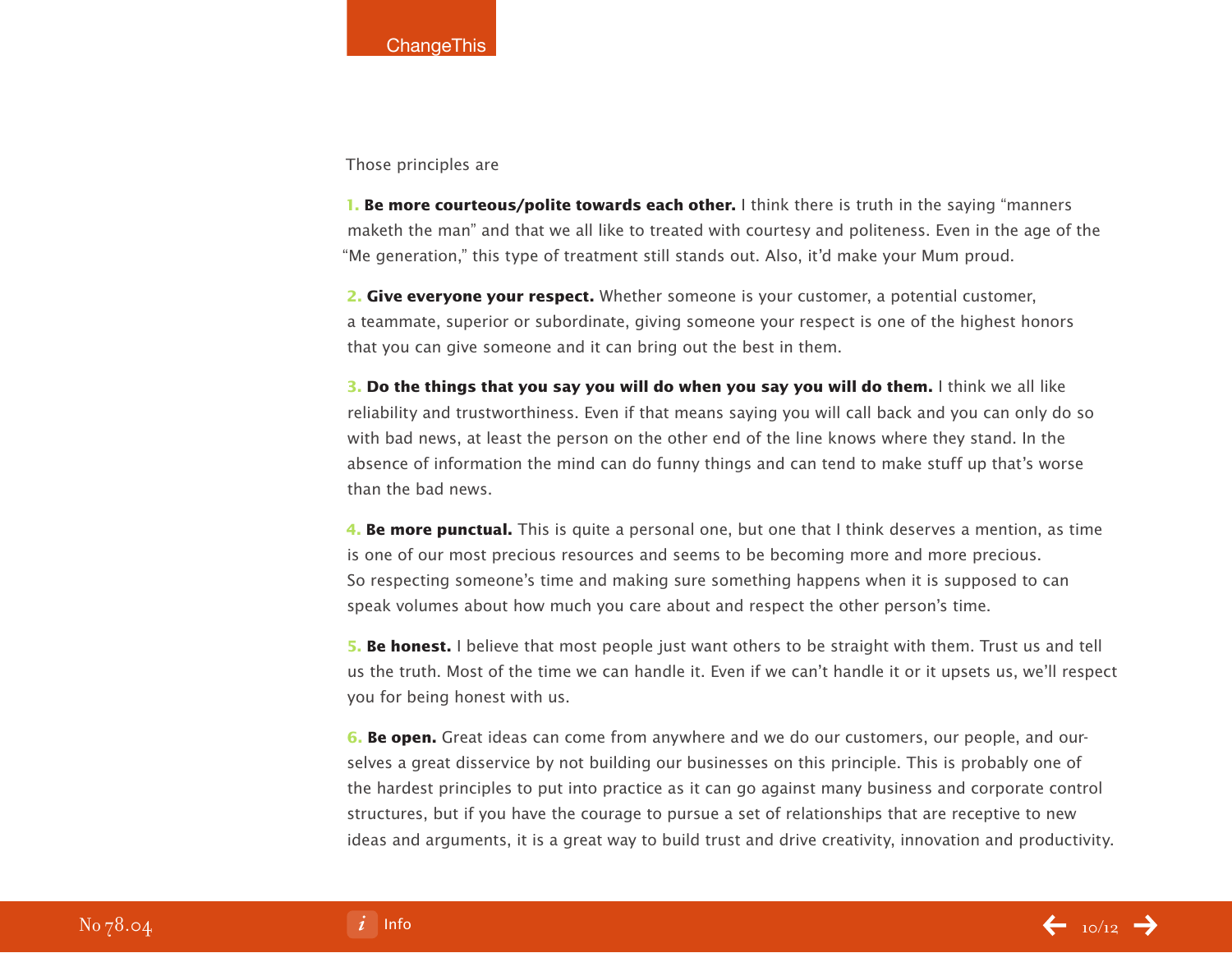Those principles are

1. **Be more courteous/polite towards each other.** I think there is truth in the saying "manners maketh the man" and that we all like to treated with courtesy and politeness. Even in the age of the "Me generation," this type of treatment still stands out. Also, it'd make your Mum proud.

2. **Give everyone your respect.** Whether someone is your customer, a potential customer, a teammate, superior or subordinate, giving someone your respect is one of the highest honors that you can give someone and it can bring out the best in them.

3. **Do the things that you say you will do when you say you will do them.** I think we all like reliability and trustworthiness. Even if that means saying you will call back and you can only do so with bad news, at least the person on the other end of the line knows where they stand. In the absence of information the mind can do funny things and can tend to make stuff up that's worse than the bad news.

4. **Be more punctual.** This is quite a personal one, but one that I think deserves a mention, as time is one of our most precious resources and seems to be becoming more and more precious. So respecting someone's time and making sure something happens when it is supposed to can speak volumes about how much you care about and respect the other person's time.

5. **Be honest.** I believe that most people just want others to be straight with them. Trust us and tell us the truth. Most of the time we can handle it. Even if we can't handle it or it upsets us, we'll respect you for being honest with us.

6. **Be open.** Great ideas can come from anywhere and we do our customers, our people, and ourselves a great disservice by not building our businesses on this principle. This is probably one of the hardest principles to put into practice as it can go against many business and corporate control structures, but if you have the courage to pursue a set of relationships that are receptive to new ideas and arguments, it is a great way to build trust and drive creativity, innovation and productivity.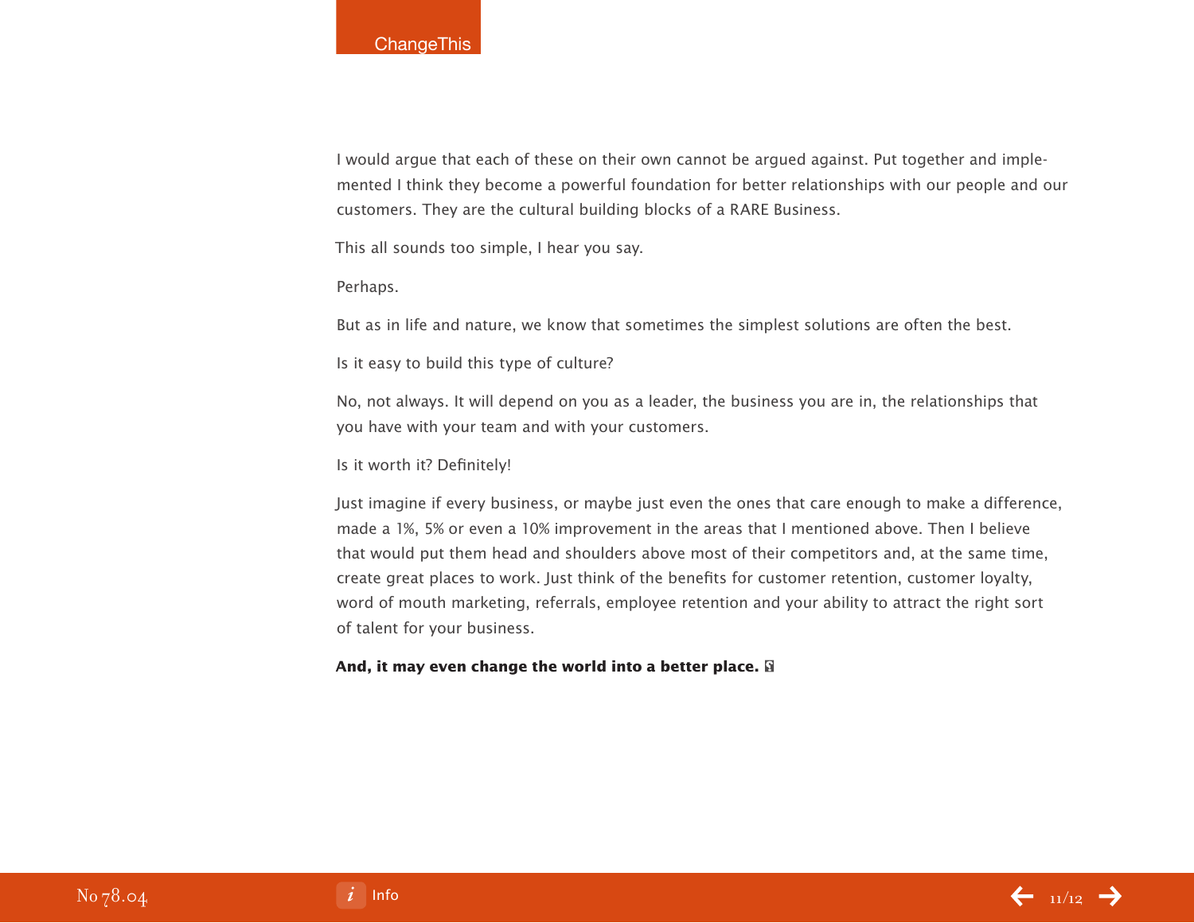I would argue that each of these on their own cannot be argued against. Put together and implemented I think they become a powerful foundation for better relationships with our people and our customers. They are the cultural building blocks of a RARE Business.

This all sounds too simple, I hear you say.

Perhaps.

But as in life and nature, we know that sometimes the simplest solutions are often the best.

Is it easy to build this type of culture?

No, not always. It will depend on you as a leader, the business you are in, the relationships that you have with your team and with your customers.

Is it worth it? Definitely!

Just imagine if every business, or maybe just even the ones that care enough to make a difference, made a 1%, 5% or even a 10% improvement in the areas that I mentioned above. Then I believe that would put them head and shoulders above most of their competitors and, at the same time, create great places to work. Just think of the benefits for customer retention, customer loyalty, word of mouth marketing, referrals, employee retention and your ability to attract the right sort of talent for your business.

**And, it may even change the world into a better place.**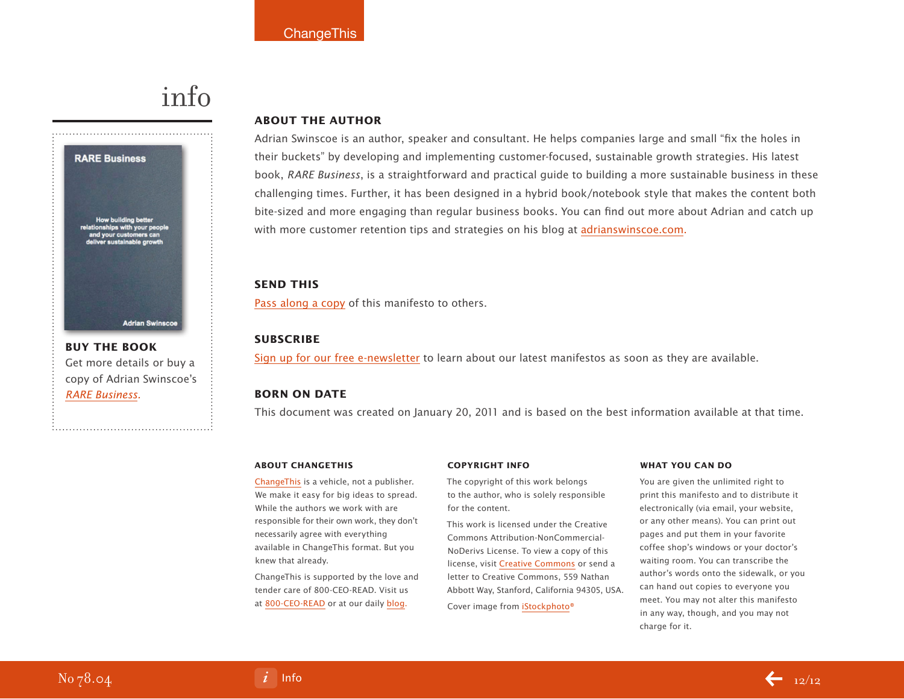# info

## ABOUT THE AUTHOR

Adrian Swinscoe is an author, speaker and consultant. He helps companies large and small "fix the holes in their buckets" by developing and implementing customer-focused, sustainable growth strategies. His latest book, *RARE Business*, is a straightforward and practical guide to building a more sustainable business in these challenging times. Further, it has been designed in a hybrid book/notebook style that makes the content both bite-sized and more engaging than regular business books. You can find out more about Adrian and catch up with more customer retention tips and strategies on his blog at adrianswinscoe.com.

## BUY THE BOOK

Get more details or buy a copy of Adrian Swinscoe's *RARE Business*.

## SEND THIS

Pass along a copy of this manifesto to others.

## SUBSCRIBE

Sign up for our free e-newsletter to learn about our latest manifestos as soon as they are available.

## BORN ON DATE

This document was created on January 20, 2011 and is based on the best information available at that time.

### ABOUT CHANGETHIS

ChangeThis is a vehicle, not a publisher. We make it easy for big ideas to spread. While the authors we work with are responsible for their own work, they don't necessarily agree with everything available in ChangeThis format. But you knew that already.

ChangeThis is supported by the love and tender care of 800-CEO-READ. Visit us at 800-CEO-READ or at our daily blog.

### COPYRIGHT INFO

The copyright of this work belongs to the author, who is solely responsible for the content.

This work is licensed under the Creative Commons Attribution-NonCommercial-NoDerivs License. To view a copy of this license, visit Creative Commons or send a letter to Creative Commons, 559 Nathan Abbott Way, Stanford, California 94305, USA.

Cover image from iStockphoto®

### WHAT YOU CAN DO

You are given the unlimited right to print this manifesto and to distribute it electronically (via email, your website, or any other means). You can print out pages and put them in your favorite coffee shop's windows or your doctor's waiting room. You can transcribe the author's words onto the sidewalk, or you can hand out copies to everyone you meet. You may not alter this manifesto in any way, though, and you may not charge for it.